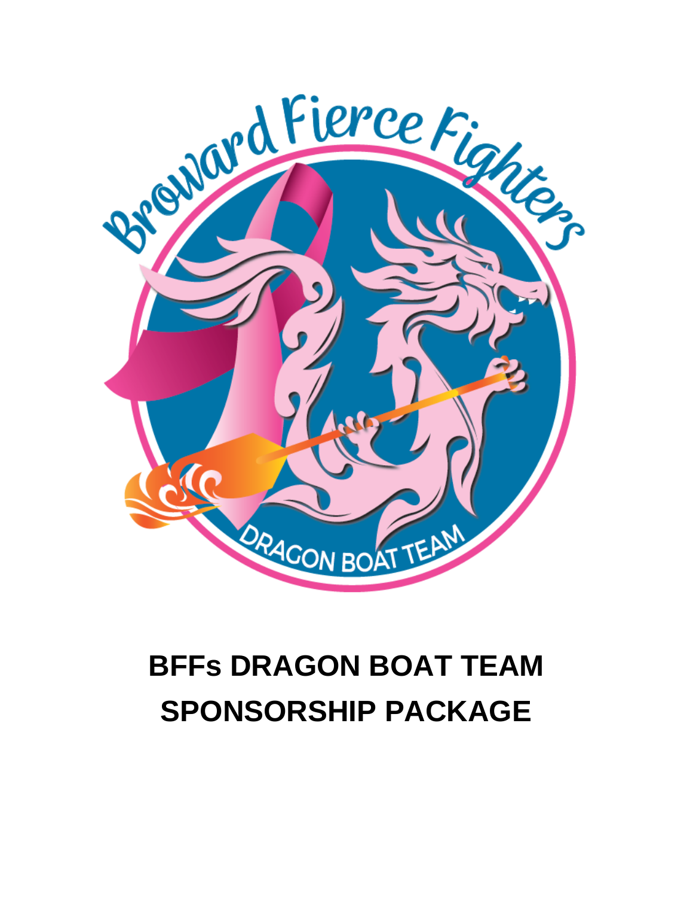# BFFs DRAGON BOAT TEAM SPONSORSHIP PACKAGE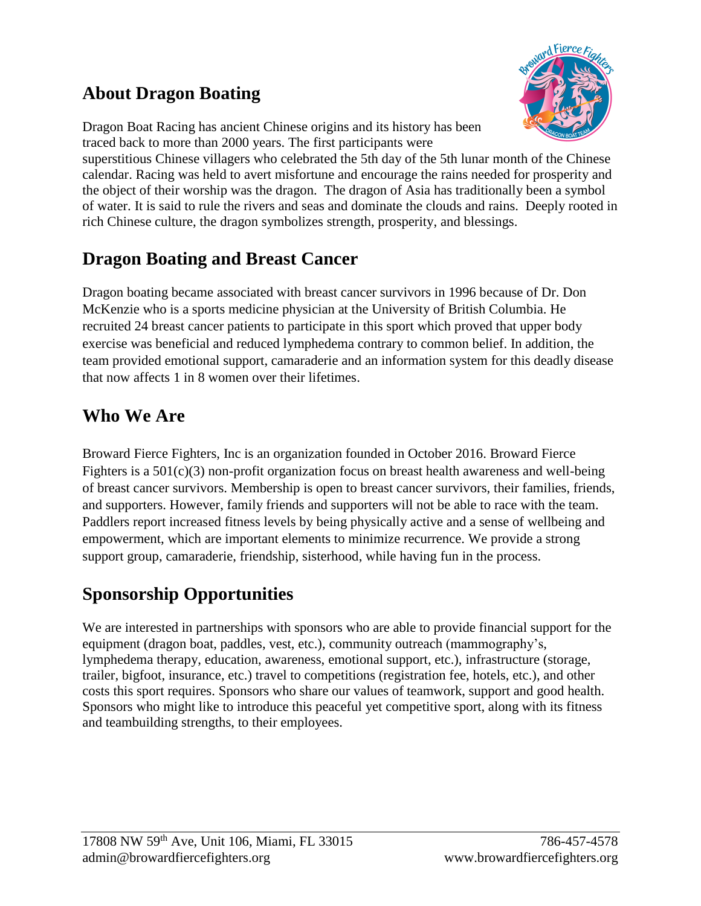## About Dragon Boating

Dragon Boat Racing has ancient Chinese origins and its history has been traced back to more than 2000 years. The first participants were superstitious Chinese villagers who celebrated the 5th day of the 5th lunar month of the Chinese calendar. Racing was held to avert misfortune and encourage the rains needed for prosperity and the object of their worship was the dragon. The dragon of Asia has traditionally been a symbol of water. It is said to rule the rivers and seas and dominate the clouds and rains. Deeply rooted in rich Chinese culture, the dragon symbolizes strength, prosperity, and blessings.

## Dragon Boating and Breast Cancer

Dragon boating became associated with breast cancer survivors in 1996 because of Dr. Don McKenzie who is a sports medicine physician at the University of British Columbia. He recruited 24 breast cancer patients to participate in this sport which proved that upper body exercise was beneficial and reduced lymphedema contrary to common belief. In addition, the team provided emotional support, camaraderie and an information system for this deadly disease that now affects 1 in 8 women over their lifetimes.

## Who We Are

Broward Fierce Fighters, Inc is an organization founded in October 2016. Broward Fierce Fighters is a 501(c)(3) non-profit organization focus on breast health awareness and well-being of breast cancer survivors. Membership is open to breast cancer survivors, their families, friends, and supporters. However, family friends and supporters will not be able to race with the team. Paddlers report increased fitness levels by being physically active and a sense of wellbeing and empowerment, which are important elements to minimize recurrence. We provide a strong support group, camaraderie, friendship, sisterhood, while having fun in the process.

## Sponsorship Opportunities

We are interested in partnerships with sponsors who are able to provide financial support for the equipment (dragon boat, paddles, vest, etc.), community outreach (mammography's, lymphedema therapy, education, awareness, emotional support, etc.), infrastructure (storage, trailer, bigfoot, insurance, etc.) travel to competitions (registration fee, hotels, etc.), and other costs this sport requires. Sponsors who share our values of teamwork, support and good health. Sponsors who might like to introduce this peaceful yet competitive sport, along with its fitness and teambuilding strengths, to their employees.

17808 NW 59th Ave, Unit 106, Miami, FL 33015 | 786-457-4578
admin@browardfiercefighters.org | www.browardfiercefighters.org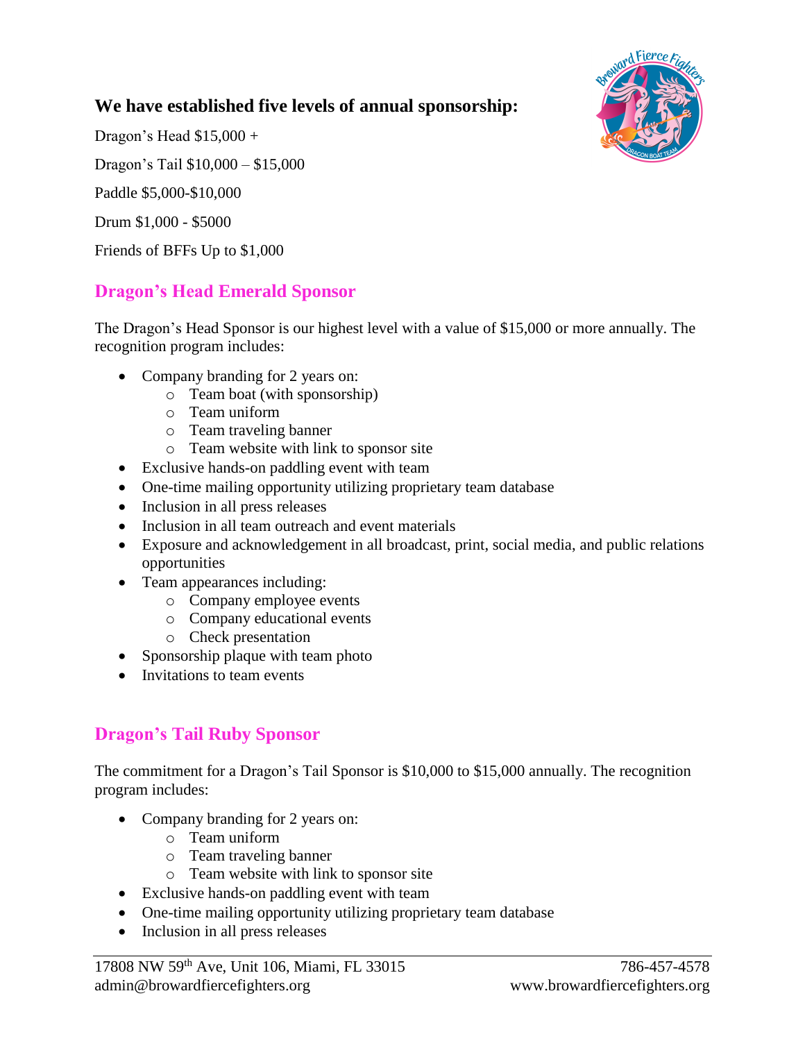### **We have established five levels of annual sponsorship:**

Dragon's Head $15,000 +

Dragon's Tail $10,000 – $15,000

Paddle $5,000-$10,000

Drum $1,000 - $5000

Friends of BFFs Up to $1,000

## Dragon's Head Emerald Sponsor

The Dragon's Head Sponsor is our highest level with a value of $15,000 or more annually. The recognition program includes:

- Company branding for 2 years on:
  - Team boat (with sponsorship)
  - Team uniform
  - Team traveling banner
  - Team website with link to sponsor site
- Exclusive hands-on paddling event with team
- One-time mailing opportunity utilizing proprietary team database
- Inclusion in all press releases
- Inclusion in all team outreach and event materials
- Exposure and acknowledgement in all broadcast, print, social media, and public relations opportunities
- Team appearances including:
  - Company employee events
  - Company educational events
  - Check presentation
- Sponsorship plaque with team photo
- Invitations to team events

## Dragon's Tail Ruby Sponsor

The commitment for a Dragon's Tail Sponsor is $10,000 to $15,000 annually. The recognition program includes:

- Company branding for 2 years on:
  - Team uniform
  - Team traveling banner
  - Team website with link to sponsor site
- Exclusive hands-on paddling event with team
- One-time mailing opportunity utilizing proprietary team database
- Inclusion in all press releases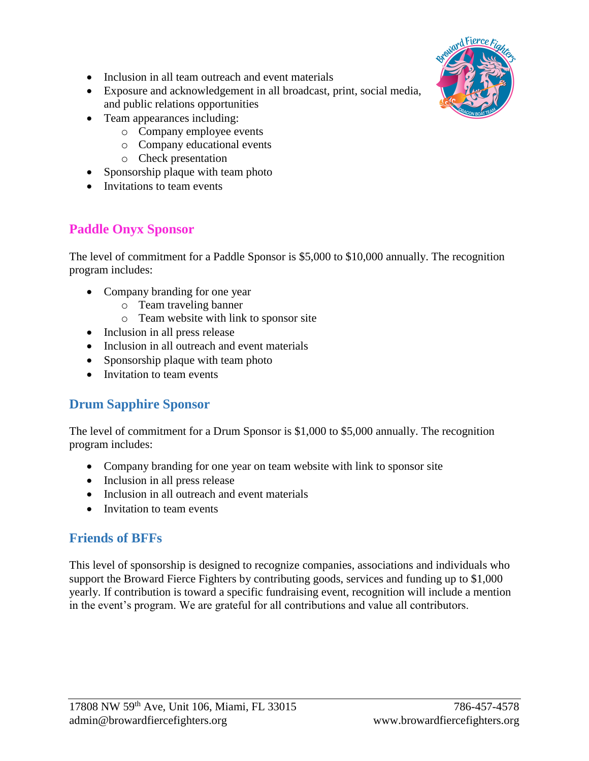- Inclusion in all team outreach and event materials
- Exposure and acknowledgement in all broadcast, print, social media, and public relations opportunities
- Team appearances including:
  - Company employee events
  - Company educational events
  - Check presentation
- Sponsorship plaque with team photo
- Invitations to team events

## Paddle Onyx Sponsor

The level of commitment for a Paddle Sponsor is $5,000 to $10,000 annually. The recognition program includes:

- Company branding for one year
  - Team traveling banner
  - Team website with link to sponsor site
- Inclusion in all press release
- Inclusion in all outreach and event materials
- Sponsorship plaque with team photo
- Invitation to team events

## Drum Sapphire Sponsor

The level of commitment for a Drum Sponsor is $1,000 to $5,000 annually. The recognition program includes:

- Company branding for one year on team website with link to sponsor site
- Inclusion in all press release
- Inclusion in all outreach and event materials
- Invitation to team events

## Friends of BFFs

This level of sponsorship is designed to recognize companies, associations and individuals who support the Broward Fierce Fighters by contributing goods, services and funding up to $1,000 yearly. If contribution is toward a specific fundraising event, recognition will include a mention in the event's program. We are grateful for all contributions and value all contributors.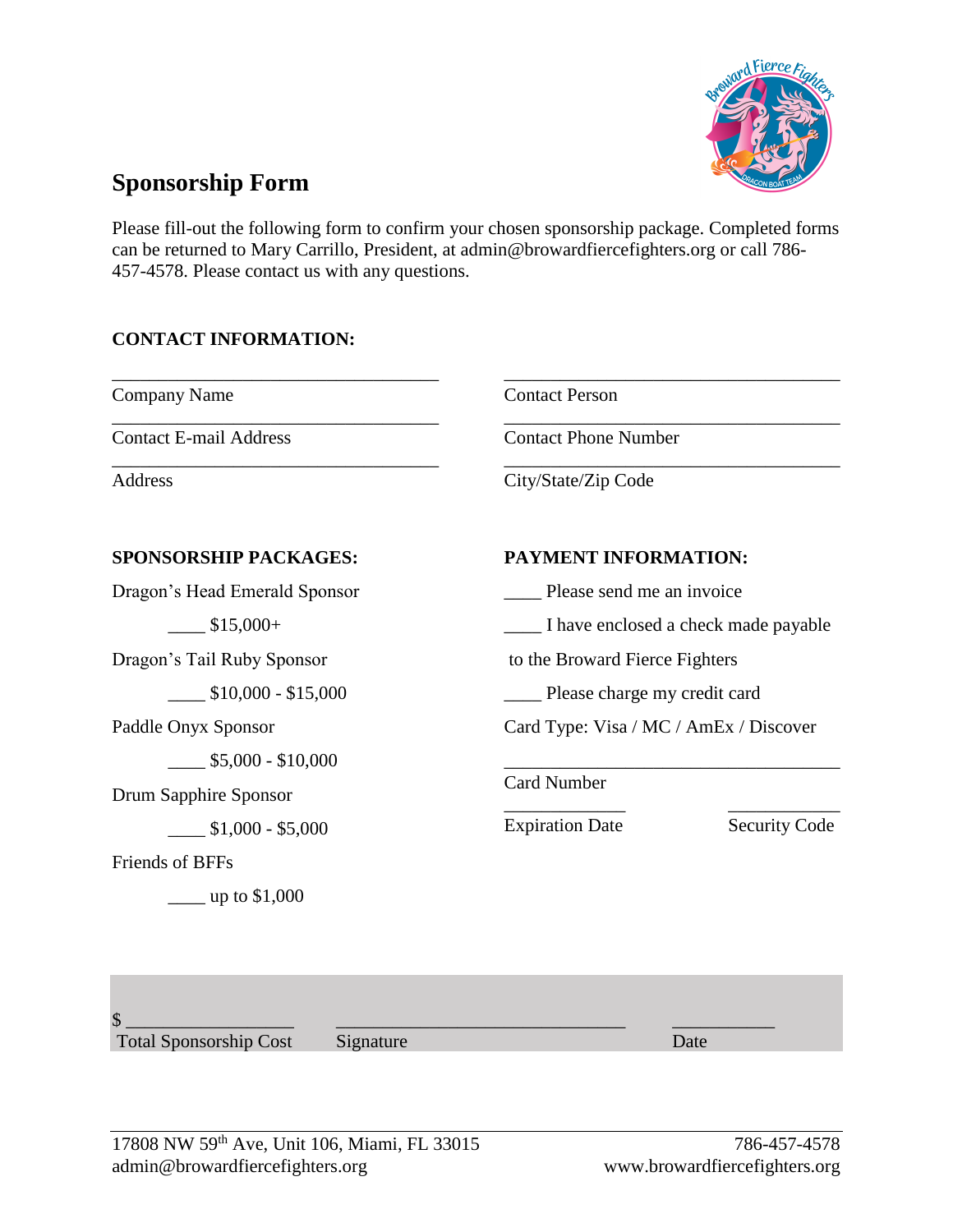## Sponsorship Form

Please fill-out the following form to confirm your chosen sponsorship package. Completed forms can be returned to Mary Carrillo, President, at admin@browardfiercefighters.org or call 786-457-4578. Please contact us with any questions.

### CONTACT INFORMATION:

| | |
|---|---|
| ___________________________________ | ___________________________________ |
| Company Name | Contact Person |
| ___________________________________ | ___________________________________ |
| Contact E-mail Address | Contact Phone Number |
| ___________________________________ | ___________________________________ |
| Address | City/State/Zip Code |

### SPONSORSHIP PACKAGES:

Dragon's Head Emerald Sponsor

____ $15,000+

Dragon's Tail Ruby Sponsor

____ $10,000 - $15,000

Paddle Onyx Sponsor

____ $5,000 - $10,000

Drum Sapphire Sponsor

____ $1,000 - $5,000

Friends of BFFs

____ up to $1,000

### PAYMENT INFORMATION:

____ Please send me an invoice

____ I have enclosed a check made payable to the Broward Fierce Fighters

____ Please charge my credit card

Card Type: Visa / MC / AmEx / Discover

___________________________________
Card Number

____________ ____________
Expiration Date Security Code

$ _________________ _______________________________ ___________
Total Sponsorship Cost Signature Date

17808 NW 59th Ave, Unit 106, Miami, FL 33015
admin@browardfiercefighters.org

786-457-4578
www.browardfiercefighters.org